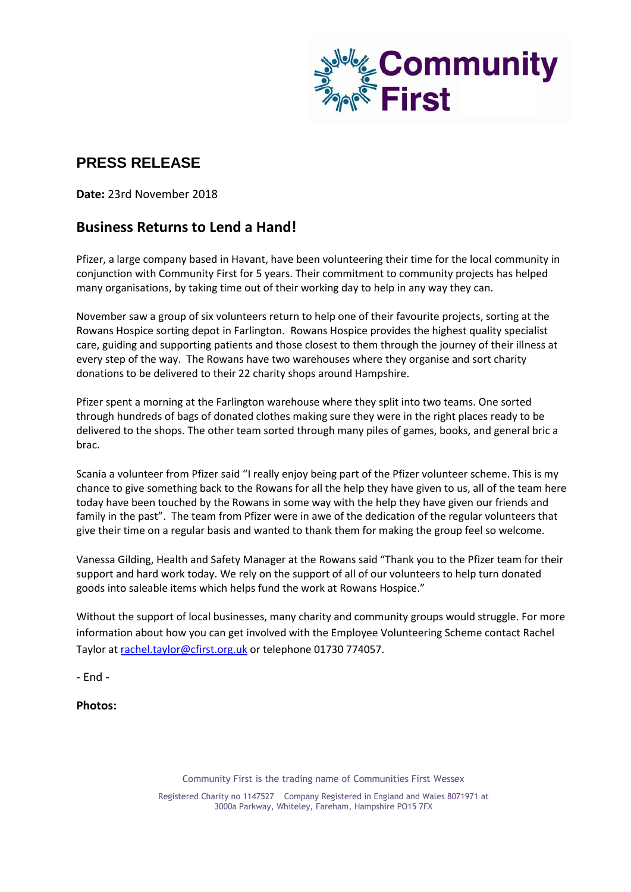Community First

## PRESS RELEASE

**Date:** 23rd November 2018

## Business Returns to Lend a Hand!

Pfizer, a large company based in Havant, have been volunteering their time for the local community in conjunction with Community First for 5 years. Their commitment to community projects has helped many organisations, by taking time out of their working day to help in any way they can.

November saw a group of six volunteers return to help one of their favourite projects, sorting at the Rowans Hospice sorting depot in Farlington. Rowans Hospice provides the highest quality specialist care, guiding and supporting patients and those closest to them through the journey of their illness at every step of the way. The Rowans have two warehouses where they organise and sort charity donations to be delivered to their 22 charity shops around Hampshire.

Pfizer spent a morning at the Farlington warehouse where they split into two teams. One sorted through hundreds of bags of donated clothes making sure they were in the right places ready to be delivered to the shops. The other team sorted through many piles of games, books, and general bric a brac.

Scania a volunteer from Pfizer said "I really enjoy being part of the Pfizer volunteer scheme. This is my chance to give something back to the Rowans for all the help they have given to us, all of the team here today have been touched by the Rowans in some way with the help they have given our friends and family in the past". The team from Pfizer were in awe of the dedication of the regular volunteers that give their time on a regular basis and wanted to thank them for making the group feel so welcome.

Vanessa Gilding, Health and Safety Manager at the Rowans said "Thank you to the Pfizer team for their support and hard work today. We rely on the support of all of our volunteers to help turn donated goods into saleable items which helps fund the work at Rowans Hospice."

Without the support of local businesses, many charity and community groups would struggle. For more information about how you can get involved with the Employee Volunteering Scheme contact Rachel Taylor at rachel.taylor@cfirst.org.uk or telephone 01730 774057.

- End -

**Photos:**

Community First is the trading name of Communities First Wessex

Registered Charity no 1147527 Company Registered in England and Wales 8071971 at 3000a Parkway, Whiteley, Fareham, Hampshire PO15 7FX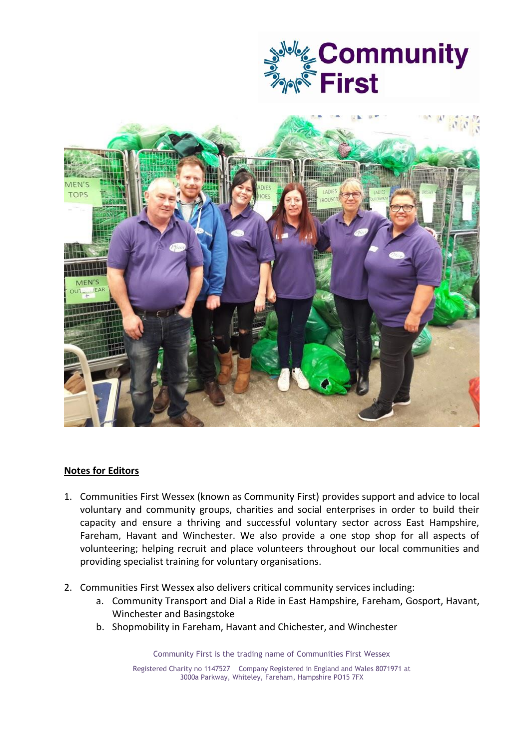## Notes for Editors

1. Communities First Wessex (known as Community First) provides support and advice to local voluntary and community groups, charities and social enterprises in order to build their capacity and ensure a thriving and successful voluntary sector across East Hampshire, Fareham, Havant and Winchester. We also provide a one stop shop for all aspects of volunteering; helping recruit and place volunteers throughout our local communities and providing specialist training for voluntary organisations.

2. Communities First Wessex also delivers critical community services including:
    a. Community Transport and Dial a Ride in East Hampshire, Fareham, Gosport, Havant, Winchester and Basingstoke
    b. Shopmobility in Fareham, Havant and Chichester, and Winchester

Community First is the trading name of Communities First Wessex

Registered Charity no 1147527 Company Registered in England and Wales 8071971 at 3000a Parkway, Whiteley, Fareham, Hampshire PO15 7FX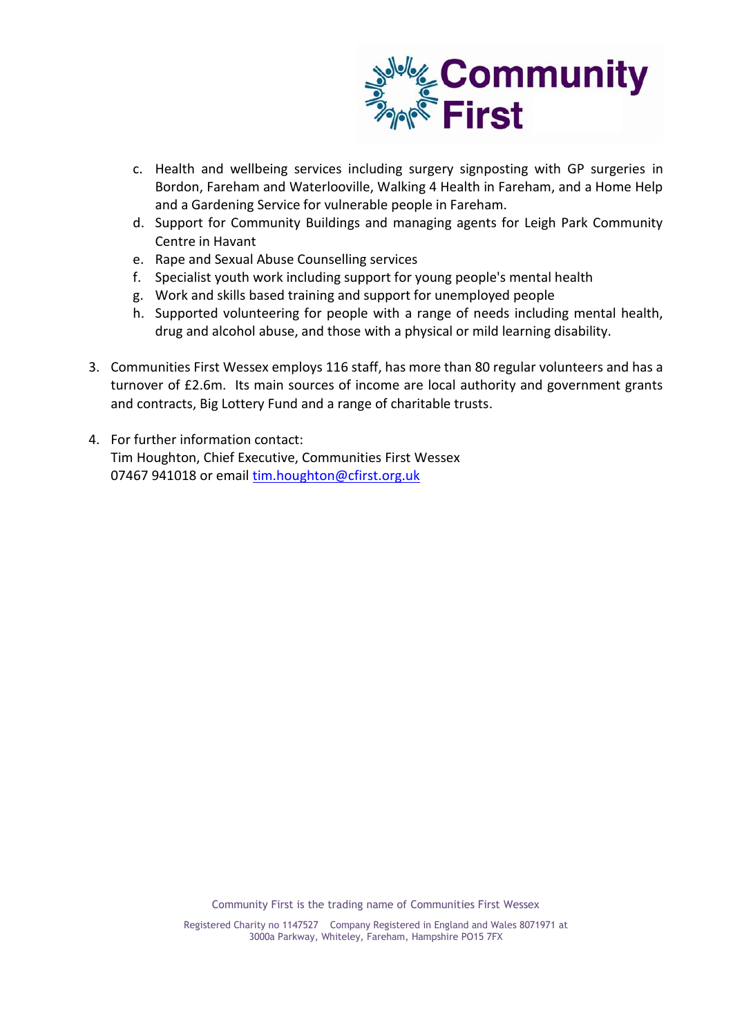c. Health and wellbeing services including surgery signposting with GP surgeries in Bordon, Fareham and Waterlooville, Walking 4 Health in Fareham, and a Home Help and a Gardening Service for vulnerable people in Fareham.
d. Support for Community Buildings and managing agents for Leigh Park Community Centre in Havant
e. Rape and Sexual Abuse Counselling services
f. Specialist youth work including support for young people's mental health
g. Work and skills based training and support for unemployed people
h. Supported volunteering for people with a range of needs including mental health, drug and alcohol abuse, and those with a physical or mild learning disability.

3. Communities First Wessex employs 116 staff, has more than 80 regular volunteers and has a turnover of £2.6m. Its main sources of income are local authority and government grants and contracts, Big Lottery Fund and a range of charitable trusts.

4. For further information contact:
   Tim Houghton, Chief Executive, Communities First Wessex
   07467 941018 or email tim.houghton@cfirst.org.uk

Community First is the trading name of Communities First Wessex

Registered Charity no 1147527 Company Registered in England and Wales 8071971 at 3000a Parkway, Whiteley, Fareham, Hampshire PO15 7FX